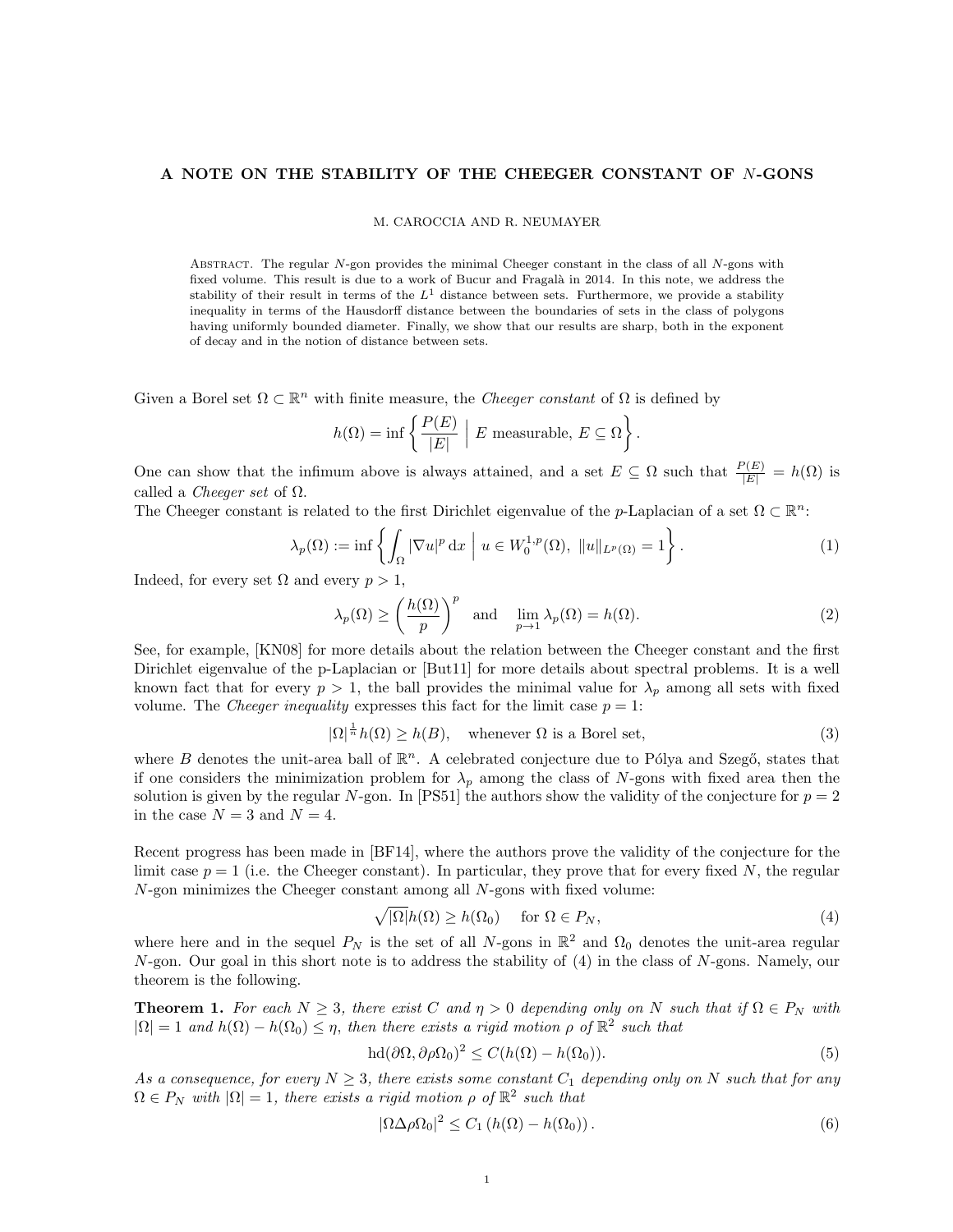# A NOTE ON THE STABILITY OF THE CHEEGER CONSTANT OF $N$-GONS

M. CAROCCIA AND R. NEUMAYER

ABSTRACT. The regular $N$-gon provides the minimal Cheeger constant in the class of all $N$-gons with fixed volume. This result is due to a work of Bucur and Fragalà in 2014. In this note, we address the stability of their result in terms of the $L^1$ distance between sets. Furthermore, we provide a stability inequality in terms of the Hausdorff distance between the boundaries of sets in the class of polygons having uniformly bounded diameter. Finally, we show that our results are sharp, both in the exponent of decay and in the notion of distance between sets.

Given a Borel set $\Omega \subset \mathbb{R}^n$ with finite measure, the *Cheeger constant* of $\Omega$ is defined by

$$h(\Omega) = \inf\left\{ \frac{P(E)}{|E|} \;\Big|\; E \text{ measurable, } E \subseteq \Omega \right\}.$$

One can show that the infimum above is always attained, and a set $E \subseteq \Omega$ such that $\frac{P(E)}{|E|} = h(\Omega)$ is called a *Cheeger set* of $\Omega$.
The Cheeger constant is related to the first Dirichlet eigenvalue of the $p$-Laplacian of a set $\Omega \subset \mathbb{R}^n$:

$$\lambda_p(\Omega) := \inf\left\{ \int_\Omega |\nabla u|^p \, \mathrm{d}x \;\Big|\; u \in W_0^{1,p}(\Omega),\ \|u\|_{L^p(\Omega)} = 1 \right\}. \tag{1}$$

Indeed, for every set $\Omega$ and every $p > 1$,

$$\lambda_p(\Omega) \geq \left( \frac{h(\Omega)}{p} \right)^p \quad \text{and} \quad \lim_{p \to 1} \lambda_p(\Omega) = h(\Omega). \tag{2}$$

See, for example, [KN08] for more details about the relation between the Cheeger constant and the first Dirichlet eigenvalue of the p-Laplacian or [But11] for more details about spectral problems. It is a well known fact that for every $p > 1$, the ball provides the minimal value for $\lambda_p$ among all sets with fixed volume. The *Cheeger inequality* expresses this fact for the limit case $p = 1$:

$$|\Omega|^{\frac{1}{n}} h(\Omega) \geq h(B), \quad \text{whenever } \Omega \text{ is a Borel set}, \tag{3}$$

where $B$ denotes the unit-area ball of $\mathbb{R}^n$. A celebrated conjecture due to Pólya and Szegő, states that if one considers the minimization problem for $\lambda_p$ among the class of $N$-gons with fixed area then the solution is given by the regular $N$-gon. In [PS51] the authors show the validity of the conjecture for $p = 2$ in the case $N = 3$ and $N = 4$.

Recent progress has been made in [BF14], where the authors prove the validity of the conjecture for the limit case $p = 1$ (i.e. the Cheeger constant). In particular, they prove that for every fixed $N$, the regular $N$-gon minimizes the Cheeger constant among all $N$-gons with fixed volume:

$$\sqrt{|\Omega|}\, h(\Omega) \geq h(\Omega_0) \quad \text{for } \Omega \in P_N, \tag{4}$$

where here and in the sequel $P_N$ is the set of all $N$-gons in $\mathbb{R}^2$ and $\Omega_0$ denotes the unit-area regular $N$-gon. Our goal in this short note is to address the stability of (4) in the class of $N$-gons. Namely, our theorem is the following.

**Theorem 1.** *For each $N \geq 3$, there exist $C$ and $\eta > 0$ depending only on $N$ such that if $\Omega \in P_N$ with $|\Omega| = 1$ and $h(\Omega) - h(\Omega_0) \leq \eta$, then there exists a rigid motion $\rho$ of $\mathbb{R}^2$ such that*

$$\mathrm{hd}(\partial\Omega, \partial\rho\Omega_0)^2 \leq C(h(\Omega) - h(\Omega_0)). \tag{5}$$

*As a consequence, for every $N \geq 3$, there exists some constant $C_1$ depending only on $N$ such that for any $\Omega \in P_N$ with $|\Omega| = 1$, there exists a rigid motion $\rho$ of $\mathbb{R}^2$ such that*

$$|\Omega \Delta \rho\Omega_0|^2 \leq C_1\left(h(\Omega) - h(\Omega_0)\right). \tag{6}$$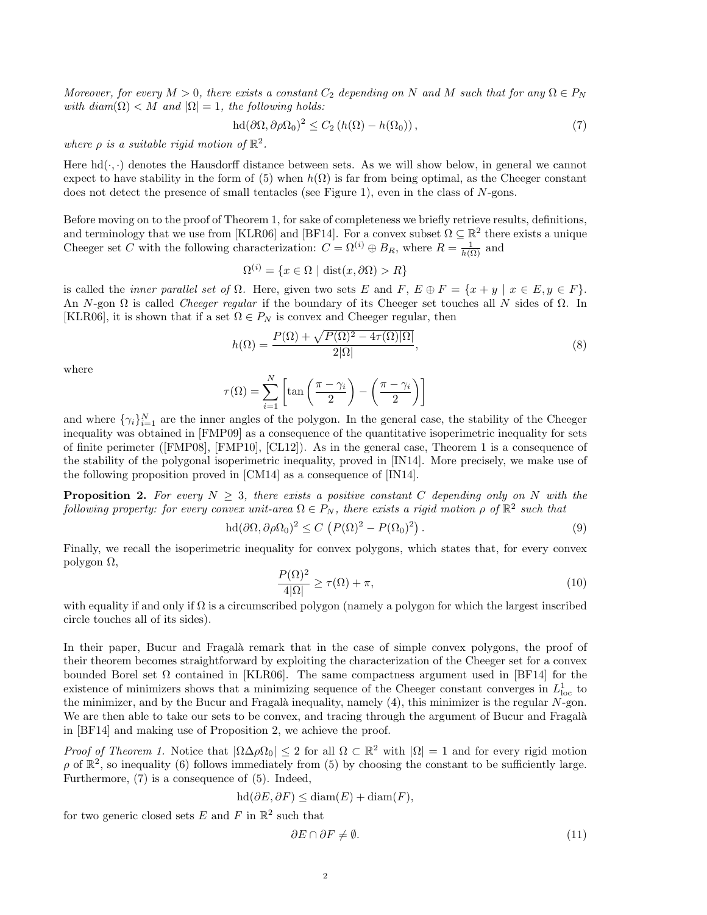*Moreover, for every $M > 0$, there exists a constant $C_2$ depending on $N$ and $M$ such that for any $\Omega \in P_N$ with $diam(\Omega) < M$ and $|\Omega| = 1$, the following holds:*

$$\mathrm{hd}(\partial\Omega, \partial\rho\Omega_0)^2 \leq C_2 \left(h(\Omega) - h(\Omega_0)\right), \tag{7}$$

*where $\rho$ is a suitable rigid motion of $\mathbb{R}^2$.*

Here $\mathrm{hd}(\cdot, \cdot)$ denotes the Hausdorff distance between sets. As we will show below, in general we cannot expect to have stability in the form of (5) when $h(\Omega)$ is far from being optimal, as the Cheeger constant does not detect the presence of small tentacles (see Figure 1), even in the class of $N$-gons.

Before moving on to the proof of Theorem 1, for sake of completeness we briefly retrieve results, definitions, and terminology that we use from [KLR06] and [BF14]. For a convex subset $\Omega \subseteq \mathbb{R}^2$ there exists a unique Cheeger set $C$ with the following characterization: $C = \Omega^{(i)} \oplus B_R$, where $R = \frac{1}{h(\Omega)}$ and

$$\Omega^{(i)} = \{x \in \Omega \mid \mathrm{dist}(x, \partial\Omega) > R\}$$

is called the *inner parallel set of* $\Omega$. Here, given two sets $E$ and $F$, $E \oplus F = \{x + y \mid x \in E, y \in F\}$. An $N$-gon $\Omega$ is called *Cheeger regular* if the boundary of its Cheeger set touches all $N$ sides of $\Omega$. In [KLR06], it is shown that if a set $\Omega \in P_N$ is convex and Cheeger regular, then

$$h(\Omega) = \frac{P(\Omega) + \sqrt{P(\Omega)^2 - 4\tau(\Omega)|\Omega|}}{2|\Omega|}, \tag{8}$$

where

$$\tau(\Omega) = \sum_{i=1}^{N} \left[\tan\left(\frac{\pi - \gamma_i}{2}\right) - \left(\frac{\pi - \gamma_i}{2}\right)\right]$$

and where $\{\gamma_i\}_{i=1}^N$ are the inner angles of the polygon. In the general case, the stability of the Cheeger inequality was obtained in [FMP09] as a consequence of the quantitative isoperimetric inequality for sets of finite perimeter ([FMP08], [FMP10], [CL12]). As in the general case, Theorem 1 is a consequence of the stability of the polygonal isoperimetric inequality, proved in [IN14]. More precisely, we make use of the following proposition proved in [CM14] as a consequence of [IN14].

**Proposition 2.** *For every $N \geq 3$, there exists a positive constant $C$ depending only on $N$ with the following property: for every convex unit-area $\Omega \in P_N$, there exists a rigid motion $\rho$ of $\mathbb{R}^2$ such that*

$$\mathrm{hd}(\partial\Omega, \partial\rho\Omega_0)^2 \leq C\left(P(\Omega)^2 - P(\Omega_0)^2\right). \tag{9}$$

Finally, we recall the isoperimetric inequality for convex polygons, which states that, for every convex polygon $\Omega$,

$$\frac{P(\Omega)^2}{4|\Omega|} \geq \tau(\Omega) + \pi, \tag{10}$$

with equality if and only if $\Omega$ is a circumscribed polygon (namely a polygon for which the largest inscribed circle touches all of its sides).

In their paper, Bucur and Fragalà remark that in the case of simple convex polygons, the proof of their theorem becomes straightforward by exploiting the characterization of the Cheeger set for a convex bounded Borel set $\Omega$ contained in [KLR06]. The same compactness argument used in [BF14] for the existence of minimizers shows that a minimizing sequence of the Cheeger constant converges in $L^1_{\mathrm{loc}}$ to the minimizer, and by the Bucur and Fragalà inequality, namely (4), this minimizer is the regular $N$-gon. We are then able to take our sets to be convex, and tracing through the argument of Bucur and Fragalà in [BF14] and making use of Proposition 2, we achieve the proof.

*Proof of Theorem 1.* Notice that $|\Omega\Delta\rho\Omega_0| \leq 2$ for all $\Omega \subset \mathbb{R}^2$ with $|\Omega| = 1$ and for every rigid motion $\rho$ of $\mathbb{R}^2$, so inequality (6) follows immediately from (5) by choosing the constant to be sufficiently large. Furthermore, (7) is a consequence of (5). Indeed,

$$\mathrm{hd}(\partial E, \partial F) \leq \mathrm{diam}(E) + \mathrm{diam}(F),$$

for two generic closed sets $E$ and $F$ in $\mathbb{R}^2$ such that

$$\partial E \cap \partial F \neq \emptyset. \tag{11}$$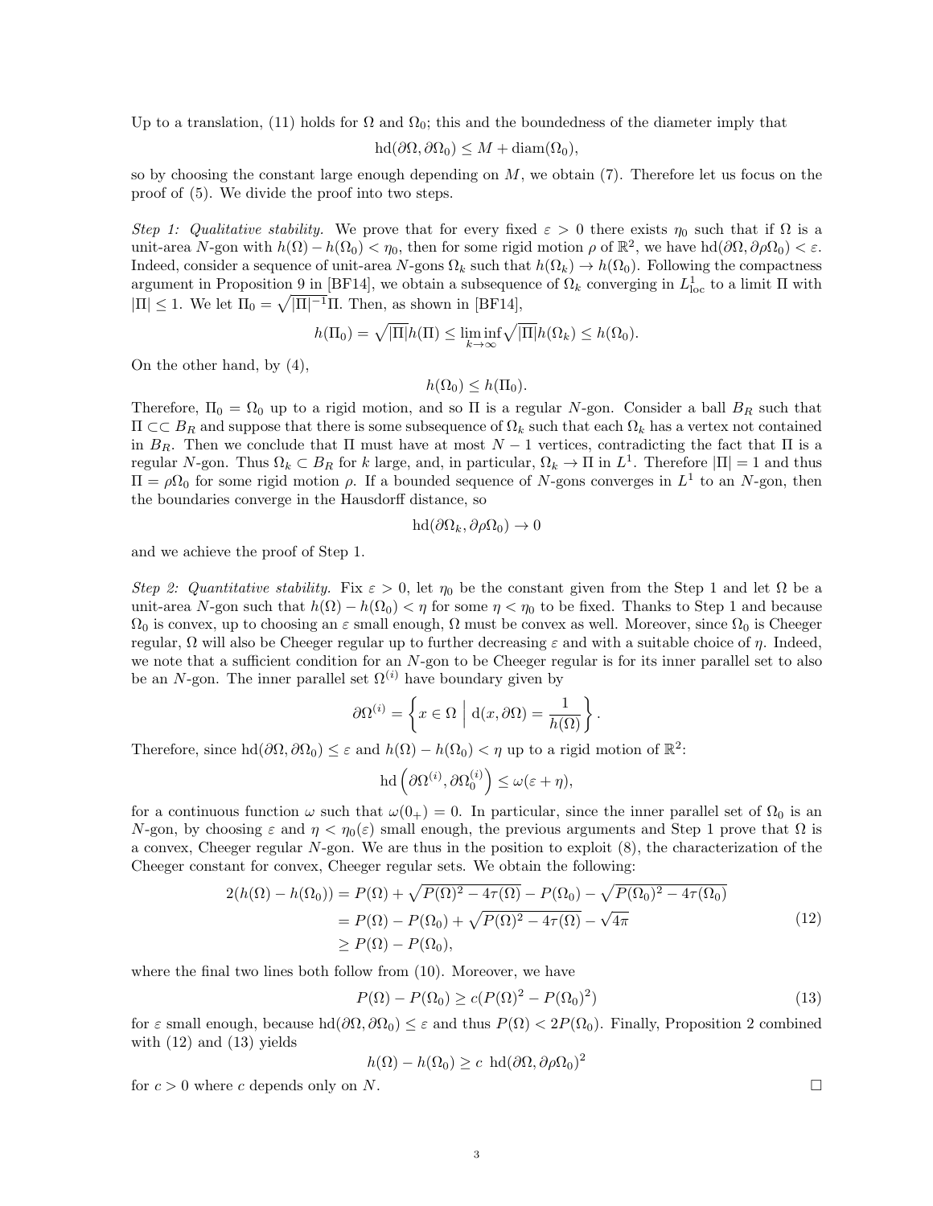Up to a translation, (11) holds for $\Omega$ and $\Omega_0$; this and the boundedness of the diameter imply that

$$\mathrm{hd}(\partial\Omega, \partial\Omega_0) \leq M + \mathrm{diam}(\Omega_0),$$

so by choosing the constant large enough depending on $M$, we obtain (7). Therefore let us focus on the proof of (5). We divide the proof into two steps.

*Step 1: Qualitative stability.* We prove that for every fixed $\varepsilon > 0$ there exists $\eta_0$ such that if $\Omega$ is a unit-area $N$-gon with $h(\Omega) - h(\Omega_0) < \eta_0$, then for some rigid motion $\rho$ of $\mathbb{R}^2$, we have $\mathrm{hd}(\partial\Omega, \partial\rho\Omega_0) < \varepsilon$. Indeed, consider a sequence of unit-area $N$-gons $\Omega_k$ such that $h(\Omega_k) \to h(\Omega_0)$. Following the compactness argument in Proposition 9 in [BF14], we obtain a subsequence of $\Omega_k$ converging in $L^1_{\mathrm{loc}}$ to a limit $\Pi$ with $|\Pi| \leq 1$. We let $\Pi_0 = \sqrt{|\Pi|^{-1}}\Pi$. Then, as shown in [BF14],

$$h(\Pi_0) = \sqrt{|\Pi|}h(\Pi) \leq \liminf_{k\to\infty} \sqrt{|\Pi|}h(\Omega_k) \leq h(\Omega_0).$$

On the other hand, by (4),

$$h(\Omega_0) \leq h(\Pi_0).$$

Therefore, $\Pi_0 = \Omega_0$ up to a rigid motion, and so $\Pi$ is a regular $N$-gon. Consider a ball $B_R$ such that $\Pi \subset\subset B_R$ and suppose that there is some subsequence of $\Omega_k$ such that each $\Omega_k$ has a vertex not contained in $B_R$. Then we conclude that $\Pi$ must have at most $N-1$ vertices, contradicting the fact that $\Pi$ is a regular $N$-gon. Thus $\Omega_k \subset B_R$ for $k$ large, and, in particular, $\Omega_k \to \Pi$ in $L^1$. Therefore $|\Pi| = 1$ and thus $\Pi = \rho\Omega_0$ for some rigid motion $\rho$. If a bounded sequence of $N$-gons converges in $L^1$ to an $N$-gon, then the boundaries converge in the Hausdorff distance, so

$$\mathrm{hd}(\partial\Omega_k, \partial\rho\Omega_0) \to 0$$

and we achieve the proof of Step 1.

*Step 2: Quantitative stability.* Fix $\varepsilon > 0$, let $\eta_0$ be the constant given from the Step 1 and let $\Omega$ be a unit-area $N$-gon such that $h(\Omega) - h(\Omega_0) < \eta$ for some $\eta < \eta_0$ to be fixed. Thanks to Step 1 and because $\Omega_0$ is convex, up to choosing an $\varepsilon$ small enough, $\Omega$ must be convex as well. Moreover, since $\Omega_0$ is Cheeger regular, $\Omega$ will also be Cheeger regular up to further decreasing $\varepsilon$ and with a suitable choice of $\eta$. Indeed, we note that a sufficient condition for an $N$-gon to be Cheeger regular is for its inner parallel set to also be an $N$-gon. The inner parallel set $\Omega^{(i)}$ have boundary given by

$$\partial\Omega^{(i)} = \left\{ x \in \Omega \;\middle|\; \mathrm{d}(x, \partial\Omega) = \frac{1}{h(\Omega)} \right\}.$$

Therefore, since $\mathrm{hd}(\partial\Omega, \partial\Omega_0) \leq \varepsilon$ and $h(\Omega) - h(\Omega_0) < \eta$ up to a rigid motion of $\mathbb{R}^2$:

$$\mathrm{hd}\left(\partial\Omega^{(i)}, \partial\Omega_0^{(i)}\right) \leq \omega(\varepsilon + \eta),$$

for a continuous function $\omega$ such that $\omega(0_+) = 0$. In particular, since the inner parallel set of $\Omega_0$ is an $N$-gon, by choosing $\varepsilon$ and $\eta < \eta_0(\varepsilon)$ small enough, the previous arguments and Step 1 prove that $\Omega$ is a convex, Cheeger regular $N$-gon. We are thus in the position to exploit (8), the characterization of the Cheeger constant for convex, Cheeger regular sets. We obtain the following:

$$\begin{aligned} 2(h(\Omega) - h(\Omega_0)) &= P(\Omega) + \sqrt{P(\Omega)^2 - 4\tau(\Omega)} - P(\Omega_0) - \sqrt{P(\Omega_0)^2 - 4\tau(\Omega_0)} \\ &= P(\Omega) - P(\Omega_0) + \sqrt{P(\Omega)^2 - 4\tau(\Omega)} - \sqrt{4\pi} \\ &\geq P(\Omega) - P(\Omega_0), \end{aligned} \tag{12}$$

where the final two lines both follow from (10). Moreover, we have

$$P(\Omega) - P(\Omega_0) \geq c(P(\Omega)^2 - P(\Omega_0)^2) \tag{13}$$

for $\varepsilon$ small enough, because $\mathrm{hd}(\partial\Omega, \partial\Omega_0) \leq \varepsilon$ and thus $P(\Omega) < 2P(\Omega_0)$. Finally, Proposition 2 combined with (12) and (13) yields

$$h(\Omega) - h(\Omega_0) \geq c\ \mathrm{hd}(\partial\Omega, \partial\rho\Omega_0)^2$$

for $c > 0$ where $c$ depends only on $N$. $\square$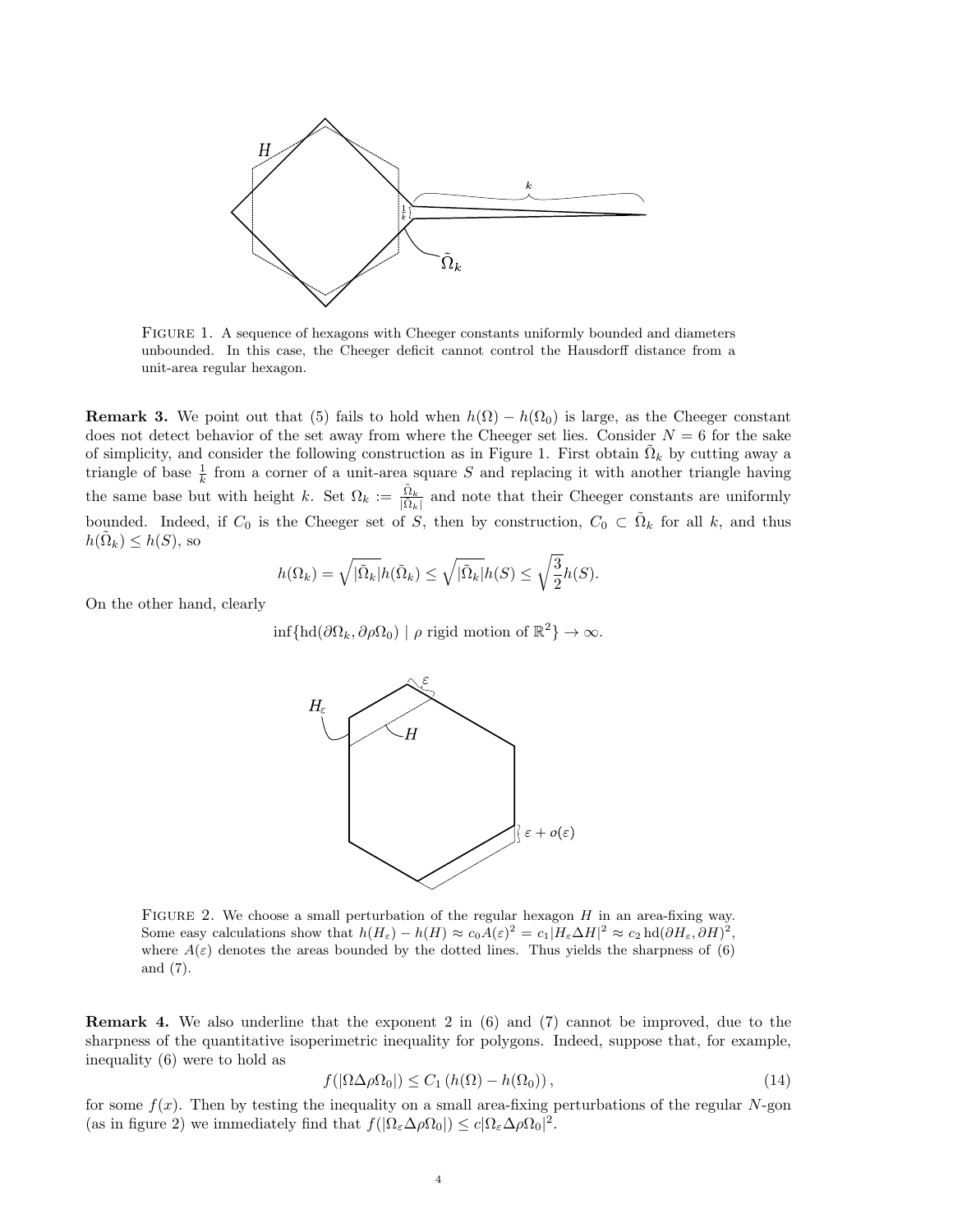FIGURE 1. A sequence of hexagons with Cheeger constants uniformly bounded and diameters unbounded. In this case, the Cheeger deficit cannot control the Hausdorff distance from a unit-area regular hexagon.

**Remark 3.** We point out that (5) fails to hold when $h(\Omega) - h(\Omega_0)$ is large, as the Cheeger constant does not detect behavior of the set away from where the Cheeger set lies. Consider $N = 6$ for the sake of simplicity, and consider the following construction as in Figure 1. First obtain $\tilde{\Omega}_k$ by cutting away a triangle of base $\frac{1}{k}$ from a corner of a unit-area square $S$ and replacing it with another triangle having the same base but with height $k$. Set $\Omega_k := \frac{\tilde{\Omega}_k}{|\tilde{\Omega}_k|}$ and note that their Cheeger constants are uniformly bounded. Indeed, if $C_0$ is the Cheeger set of $S$, then by construction, $C_0 \subset \tilde{\Omega}_k$ for all $k$, and thus $h(\tilde{\Omega}_k) \leq h(S)$, so

$$h(\Omega_k) = \sqrt{|\tilde{\Omega}_k|}h(\tilde{\Omega}_k) \leq \sqrt{|\tilde{\Omega}_k|}h(S) \leq \sqrt{\frac{3}{2}}h(S).$$

On the other hand, clearly

$$\inf\{\mathrm{hd}(\partial\Omega_k, \partial\rho\Omega_0) \mid \rho \text{ rigid motion of } \mathbb{R}^2\} \to \infty.$$

FIGURE 2. We choose a small perturbation of the regular hexagon $H$ in an area-fixing way. Some easy calculations show that $h(H_\varepsilon) - h(H) \approx c_0 A(\varepsilon)^2 = c_1|H_\varepsilon \Delta H|^2 \approx c_2\, \mathrm{hd}(\partial H_\varepsilon, \partial H)^2$, where $A(\varepsilon)$ denotes the areas bounded by the dotted lines. Thus yields the sharpness of (6) and (7).

**Remark 4.** We also underline that the exponent 2 in (6) and (7) cannot be improved, due to the sharpness of the quantitative isoperimetric inequality for polygons. Indeed, suppose that, for example, inequality (6) were to hold as

$$f(|\Omega\Delta\rho\Omega_0|) \leq C_1\left(h(\Omega) - h(\Omega_0)\right), \tag{14}$$

for some $f(x)$. Then by testing the inequality on a small area-fixing perturbations of the regular $N$-gon (as in figure 2) we immediately find that $f(|\Omega_\varepsilon\Delta\rho\Omega_0|) \leq c|\Omega_\varepsilon\Delta\rho\Omega_0|^2$.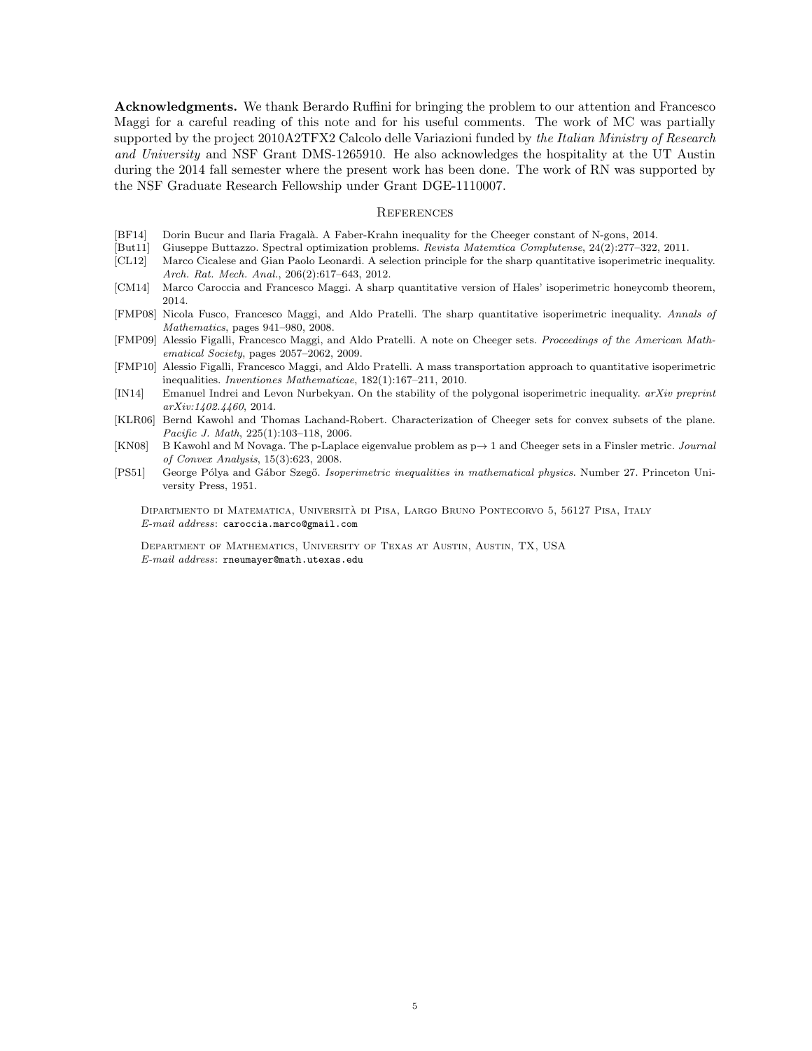**Acknowledgments.** We thank Berardo Ruffini for bringing the problem to our attention and Francesco Maggi for a careful reading of this note and for his useful comments. The work of MC was partially supported by the project 2010A2TFX2 Calcolo delle Variazioni funded by *the Italian Ministry of Research and University* and NSF Grant DMS-1265910. He also acknowledges the hospitality at the UT Austin during the 2014 fall semester where the present work has been done. The work of RN was supported by the NSF Graduate Research Fellowship under Grant DGE-1110007.

## References

[BF14] Dorin Bucur and Ilaria Fragalà. A Faber-Krahn inequality for the Cheeger constant of N-gons, 2014.

[But11] Giuseppe Buttazzo. Spectral optimization problems. *Revista Matemtica Complutense*, 24(2):277–322, 2011.

[CL12] Marco Cicalese and Gian Paolo Leonardi. A selection principle for the sharp quantitative isoperimetric inequality. *Arch. Rat. Mech. Anal.*, 206(2):617–643, 2012.

[CM14] Marco Caroccia and Francesco Maggi. A sharp quantitative version of Hales' isoperimetric honeycomb theorem, 2014.

[FMP08] Nicola Fusco, Francesco Maggi, and Aldo Pratelli. The sharp quantitative isoperimetric inequality. *Annals of Mathematics*, pages 941–980, 2008.

[FMP09] Alessio Figalli, Francesco Maggi, and Aldo Pratelli. A note on Cheeger sets. *Proceedings of the American Mathematical Society*, pages 2057–2062, 2009.

[FMP10] Alessio Figalli, Francesco Maggi, and Aldo Pratelli. A mass transportation approach to quantitative isoperimetric inequalities. *Inventiones Mathematicae*, 182(1):167–211, 2010.

[IN14] Emanuel Indrei and Levon Nurbekyan. On the stability of the polygonal isoperimetric inequality. *arXiv preprint arXiv:1402.4460*, 2014.

[KLR06] Bernd Kawohl and Thomas Lachand-Robert. Characterization of Cheeger sets for convex subsets of the plane. *Pacific J. Math*, 225(1):103–118, 2006.

[KN08] B Kawohl and M Novaga. The p-Laplace eigenvalue problem as p→ 1 and Cheeger sets in a Finsler metric. *Journal of Convex Analysis*, 15(3):623, 2008.

[PS51] George Pólya and Gábor Szegő. *Isoperimetric inequalities in mathematical physics*. Number 27. Princeton University Press, 1951.

Dipartmento di Matematica, Università di Pisa, Largo Bruno Pontecorvo 5, 56127 Pisa, Italy
*E-mail address*: caroccia.marco@gmail.com

Department of Mathematics, University of Texas at Austin, Austin, TX, USA
*E-mail address*: rneumayer@math.utexas.edu